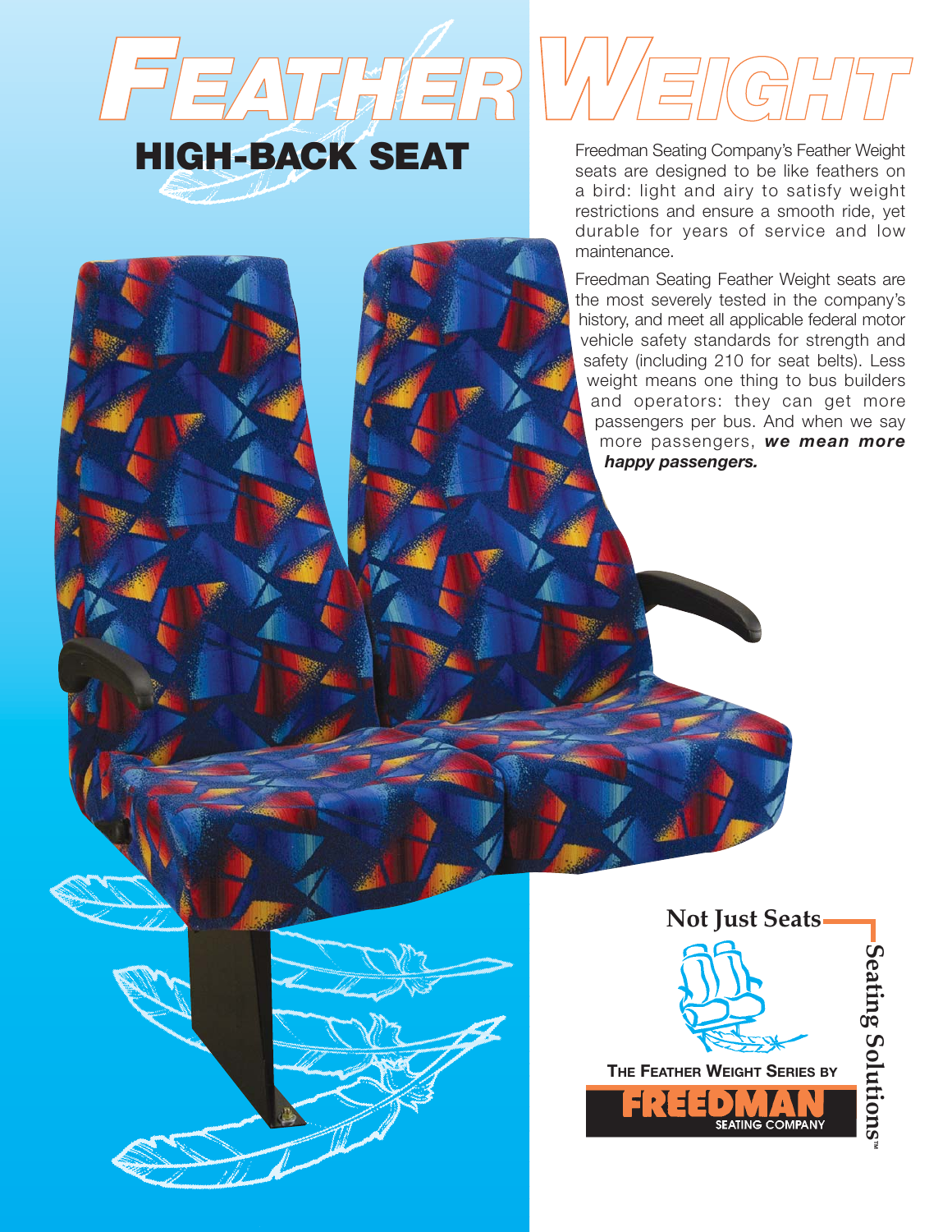# Feather Weight

## HIGH-BACK SEAT

Freedman Seating Company's Feather Weight seats are designed to be like feathers on a bird: light and airy to satisfy weight restrictions and ensure a smooth ride, yet durable for years of service and low maintenance.

Freedman Seating Feather Weight seats are the most severely tested in the company's history, and meet all applicable federal motor vehicle safety standards for strength and safety (including 210 for seat belts). Less weight means one thing to bus builders and operators: they can get more passengers per bus. And when we say more passengers, ***we mean more happy passengers.***

Not Just Seats — Seating Solutions™

THE FEATHER WEIGHT SERIES BY

FREEDMAN SEATING COMPANY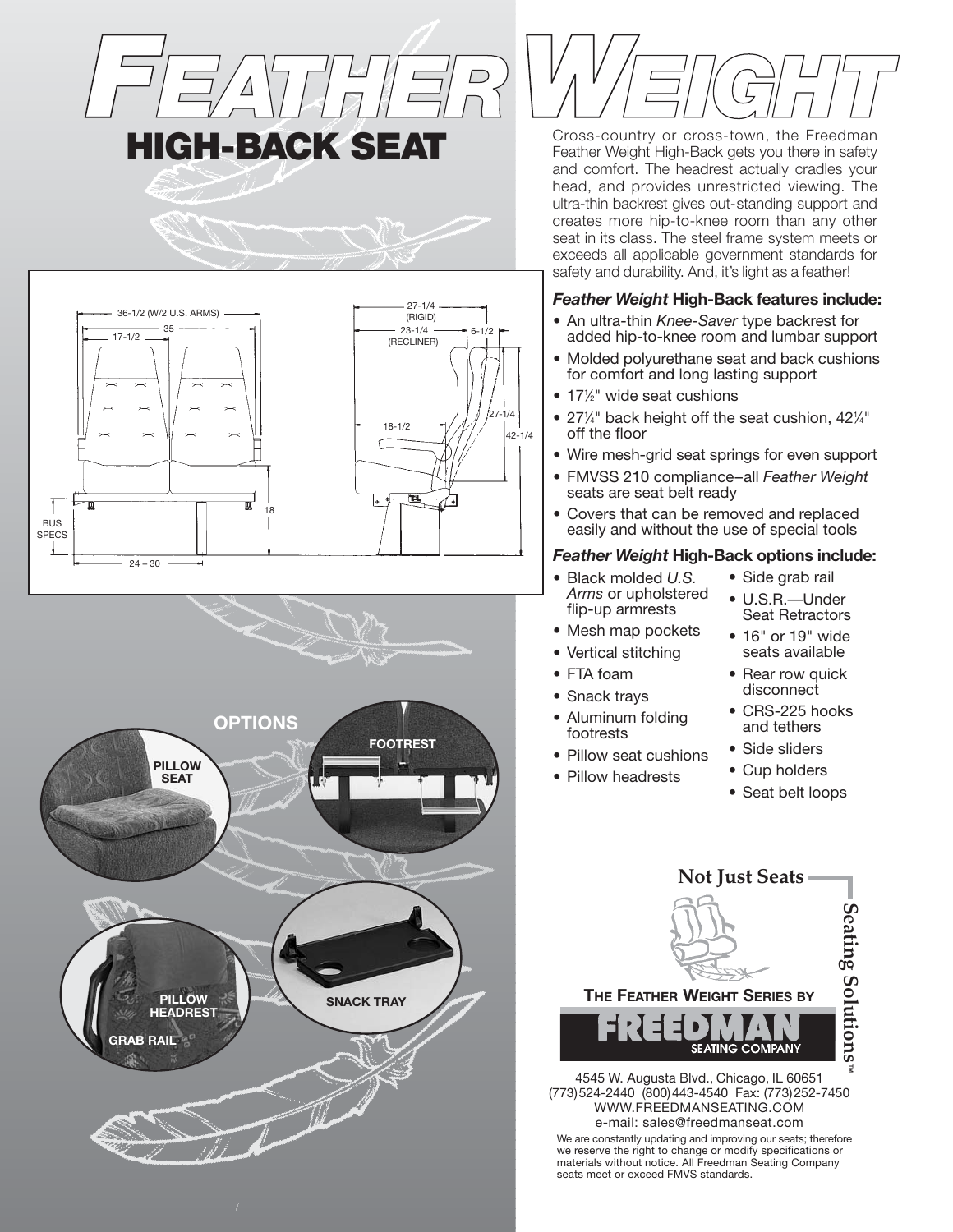# FEATHER WEIGHT

## HIGH-BACK SEAT

36-1/2 (W/2 U.S. ARMS)
35
17-1/2
18
BUS SPECS
24 – 30

27-1/4 (RIGID)
23-1/4 (RECLINER)
6-1/2
18-1/2
27-1/4
42-1/4

Cross-country or cross-town, the Freedman Feather Weight High-Back gets you there in safety and comfort. The headrest actually cradles your head, and provides unrestricted viewing. The ultra-thin backrest gives out-standing support and creates more hip-to-knee room than any other seat in its class. The steel frame system meets or exceeds all applicable government standards for safety and durability. And, it's light as a feather!

### *Feather Weight* High-Back features include:

- An ultra-thin *Knee-Saver* type backrest for added hip-to-knee room and lumbar support
- Molded polyurethane seat and back cushions for comfort and long lasting support
- 17½" wide seat cushions
- 27¼" back height off the seat cushion, 42¼" off the floor
- Wire mesh-grid seat springs for even support
- FMVSS 210 compliance–all *Feather Weight* seats are seat belt ready
- Covers that can be removed and replaced easily and without the use of special tools

### *Feather Weight* High-Back options include:

- Black molded *U.S. Arms* or upholstered flip-up armrests
- Mesh map pockets
- Vertical stitching
- FTA foam
- Snack trays
- Aluminum folding footrests
- Pillow seat cushions
- Pillow headrests
- Side grab rail
- U.S.R.—Under Seat Retractors
- 16" or 19" wide seats available
- Rear row quick disconnect
- CRS-225 hooks and tethers
- Side sliders
- Cup holders
- Seat belt loops

**OPTIONS**

PILLOW SEAT

FOOTREST

PILLOW HEADREST

GRAB RAIL

SNACK TRAY

**Not Just Seats** — Seating Solutions™

THE FEATHER WEIGHT SERIES BY

FREEDMAN SEATING COMPANY

4545 W. Augusta Blvd., Chicago, IL 60651
(773) 524-2440 (800) 443-4540 Fax: (773) 252-7450
WWW.FREEDMANSEATING.COM
e-mail: sales@freedmanseat.com

We are constantly updating and improving our seats; therefore we reserve the right to change or modify specifications or materials without notice. All Freedman Seating Company seats meet or exceed FMVS standards.